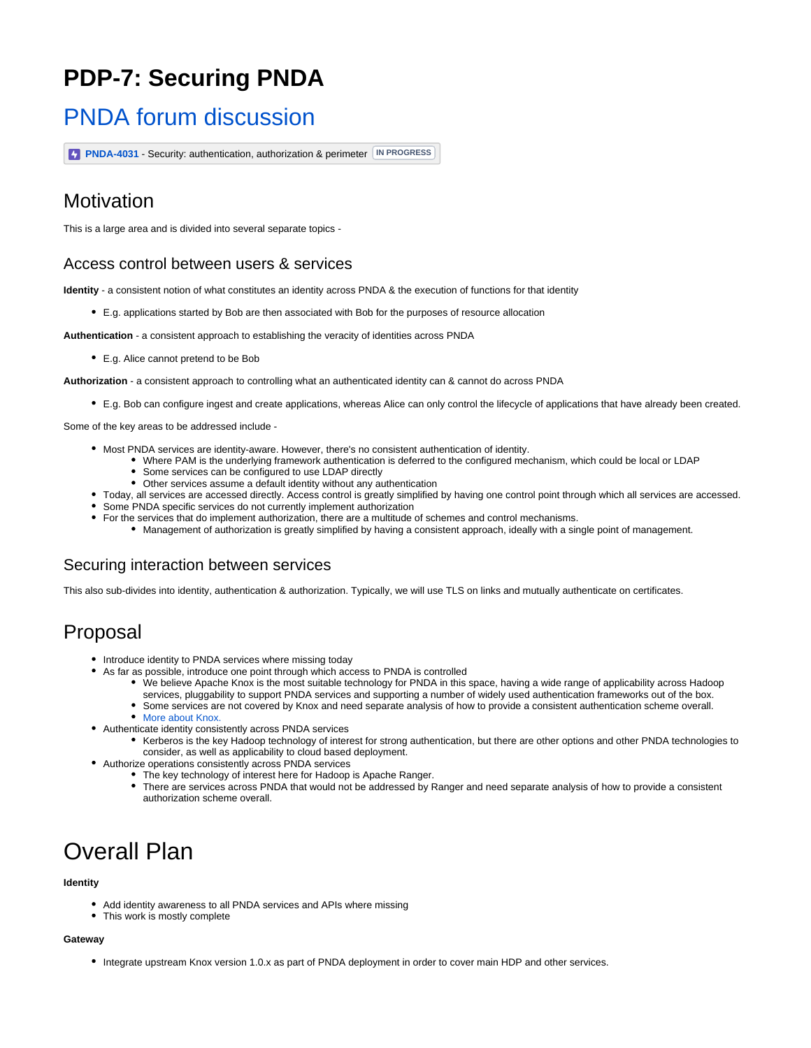# PDP-7: Securing PNDA

## PNDA forum discussion

PNDA-4031 - Security: authentication, authorization & perimeter IN PROGRESS

## Motivation

This is a large area and is divided into several separate topics -

### Access control between users & services

**Identity** - a consistent notion of what constitutes an identity across PNDA & the execution of functions for that identity

- E.g. applications started by Bob are then associated with Bob for the purposes of resource allocation

**Authentication** - a consistent approach to establishing the veracity of identities across PNDA

- E.g. Alice cannot pretend to be Bob

**Authorization** - a consistent approach to controlling what an authenticated identity can & cannot do across PNDA

- E.g. Bob can configure ingest and create applications, whereas Alice can only control the lifecycle of applications that have already been created.

Some of the key areas to be addressed include -

- Most PNDA services are identity-aware. However, there's no consistent authentication of identity.
  - Where PAM is the underlying framework authentication is deferred to the configured mechanism, which could be local or LDAP
  - Some services can be configured to use LDAP directly
  - Other services assume a default identity without any authentication
- Today, all services are accessed directly. Access control is greatly simplified by having one control point through which all services are accessed.
- Some PNDA specific services do not currently implement authorization
- For the services that do implement authorization, there are a multitude of schemes and control mechanisms.
  - Management of authorization is greatly simplified by having a consistent approach, ideally with a single point of management.

### Securing interaction between services

This also sub-divides into identity, authentication & authorization. Typically, we will use TLS on links and mutually authenticate on certificates.

## Proposal

- Introduce identity to PNDA services where missing today
- As far as possible, introduce one point through which access to PNDA is controlled
  - We believe Apache Knox is the most suitable technology for PNDA in this space, having a wide range of applicability across Hadoop services, pluggability to support PNDA services and supporting a number of widely used authentication frameworks out of the box.
  - Some services are not covered by Knox and need separate analysis of how to provide a consistent authentication scheme overall.
  - More about Knox.
- Authenticate identity consistently across PNDA services
  - Kerberos is the key Hadoop technology of interest for strong authentication, but there are other options and other PNDA technologies to consider, as well as applicability to cloud based deployment.
- Authorize operations consistently across PNDA services
  - The key technology of interest here for Hadoop is Apache Ranger.
  - There are services across PNDA that would not be addressed by Ranger and need separate analysis of how to provide a consistent authorization scheme overall.

# Overall Plan

**Identity**

- Add identity awareness to all PNDA services and APIs where missing
- This work is mostly complete

**Gateway**

- Integrate upstream Knox version 1.0.x as part of PNDA deployment in order to cover main HDP and other services.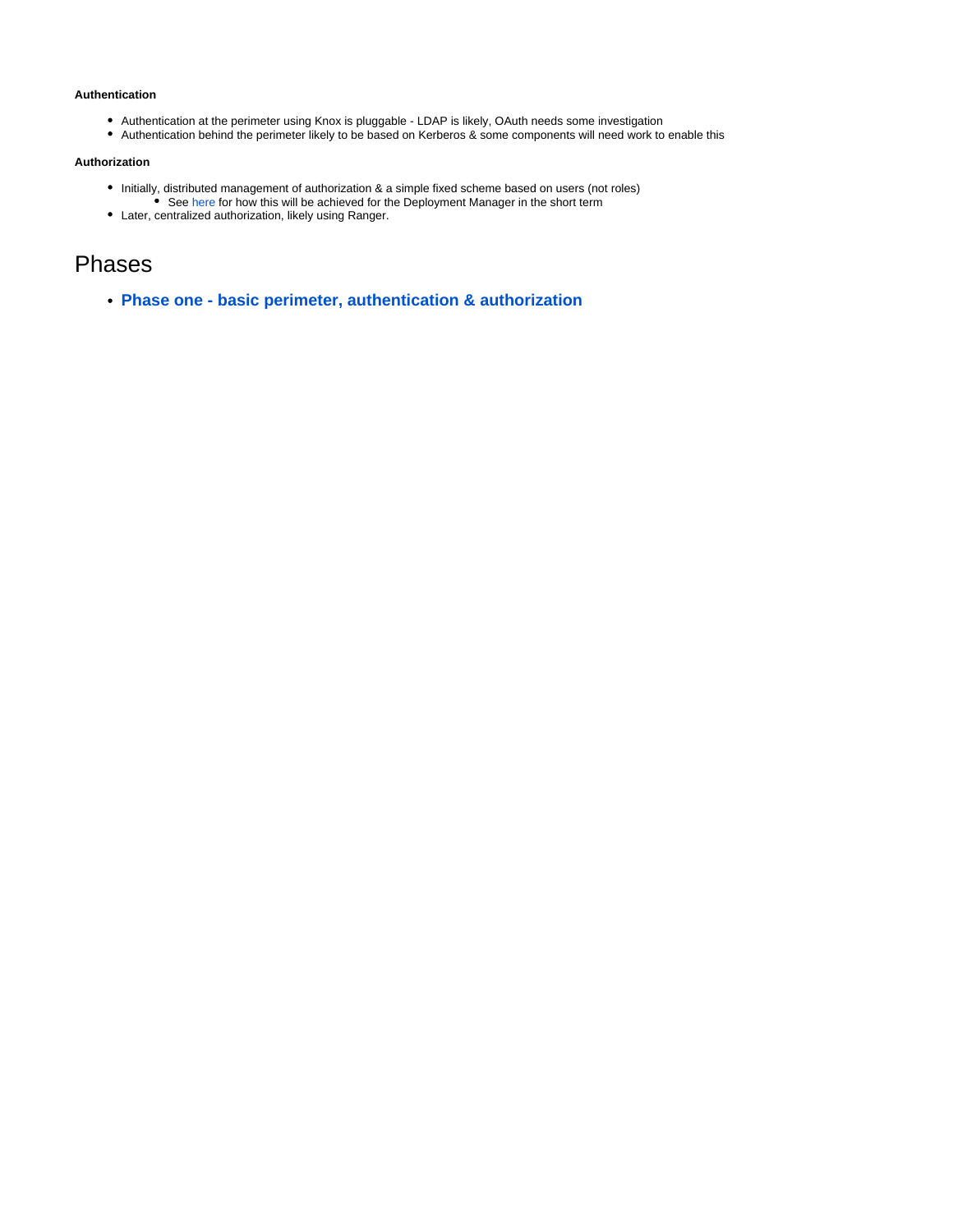#### Authentication

- Authentication at the perimeter using Knox is pluggable - LDAP is likely, OAuth needs some investigation
- Authentication behind the perimeter likely to be based on Kerberos & some components will need work to enable this

#### Authorization

- Initially, distributed management of authorization & a simple fixed scheme based on users (not roles)
  - See here for how this will be achieved for the Deployment Manager in the short term
- Later, centralized authorization, likely using Ranger.

## Phases

- **Phase one - basic perimeter, authentication & authorization**